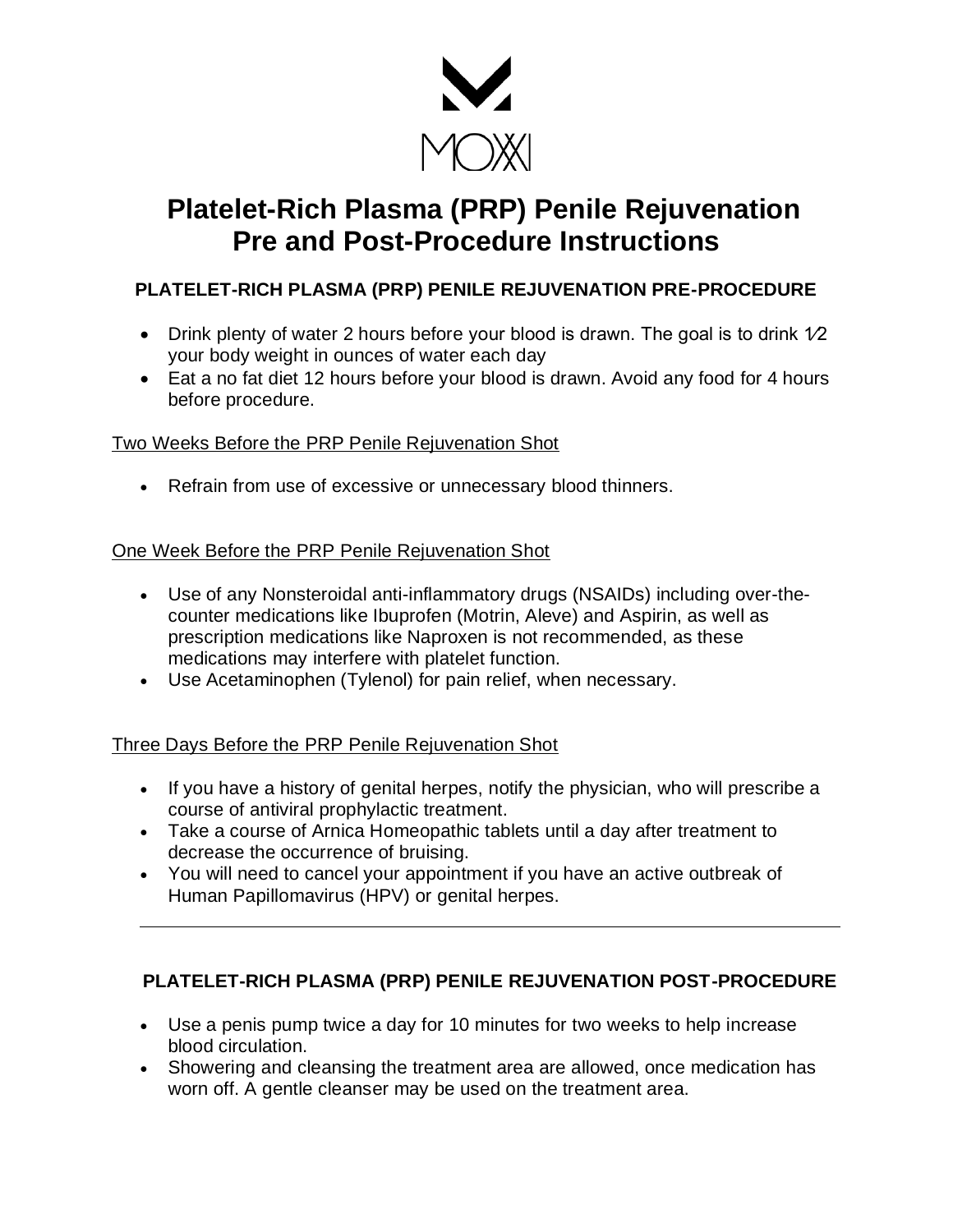MOXXI

# Platelet-Rich Plasma (PRP) Penile Rejuvenation Pre and Post-Procedure Instructions

## PLATELET-RICH PLASMA (PRP) PENILE REJUVENATION PRE-PROCEDURE

- Drink plenty of water 2 hours before your blood is drawn. The goal is to drink ½ your body weight in ounces of water each day
- Eat a no fat diet 12 hours before your blood is drawn. Avoid any food for 4 hours before procedure.

Two Weeks Before the PRP Penile Rejuvenation Shot

- Refrain from use of excessive or unnecessary blood thinners.

One Week Before the PRP Penile Rejuvenation Shot

- Use of any Nonsteroidal anti-inflammatory drugs (NSAIDs) including over-the-counter medications like Ibuprofen (Motrin, Aleve) and Aspirin, as well as prescription medications like Naproxen is not recommended, as these medications may interfere with platelet function.
- Use Acetaminophen (Tylenol) for pain relief, when necessary.

Three Days Before the PRP Penile Rejuvenation Shot

- If you have a history of genital herpes, notify the physician, who will prescribe a course of antiviral prophylactic treatment.
- Take a course of Arnica Homeopathic tablets until a day after treatment to decrease the occurrence of bruising.
- You will need to cancel your appointment if you have an active outbreak of Human Papillomavirus (HPV) or genital herpes.

---

## PLATELET-RICH PLASMA (PRP) PENILE REJUVENATION POST-PROCEDURE

- Use a penis pump twice a day for 10 minutes for two weeks to help increase blood circulation.
- Showering and cleansing the treatment area are allowed, once medication has worn off. A gentle cleanser may be used on the treatment area.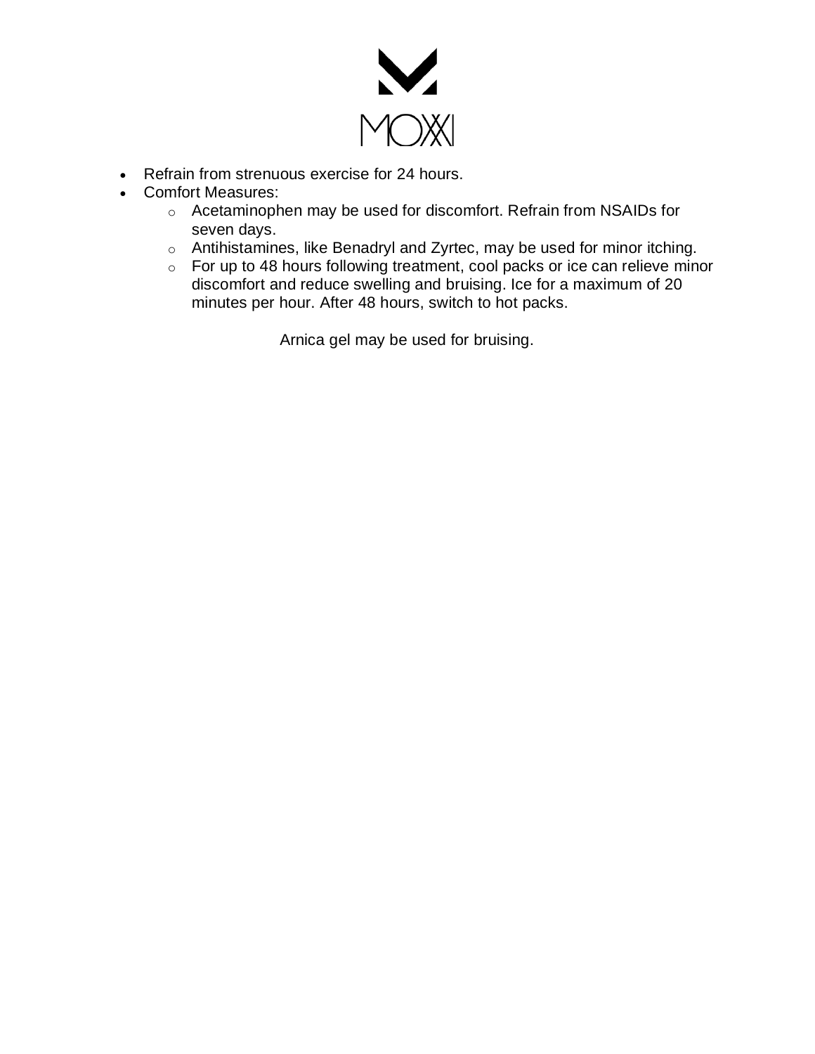- Refrain from strenuous exercise for 24 hours.
- Comfort Measures:
  - Acetaminophen may be used for discomfort. Refrain from NSAIDs for seven days.
  - Antihistamines, like Benadryl and Zyrtec, may be used for minor itching.
  - For up to 48 hours following treatment, cool packs or ice can relieve minor discomfort and reduce swelling and bruising. Ice for a maximum of 20 minutes per hour. After 48 hours, switch to hot packs.

Arnica gel may be used for bruising.